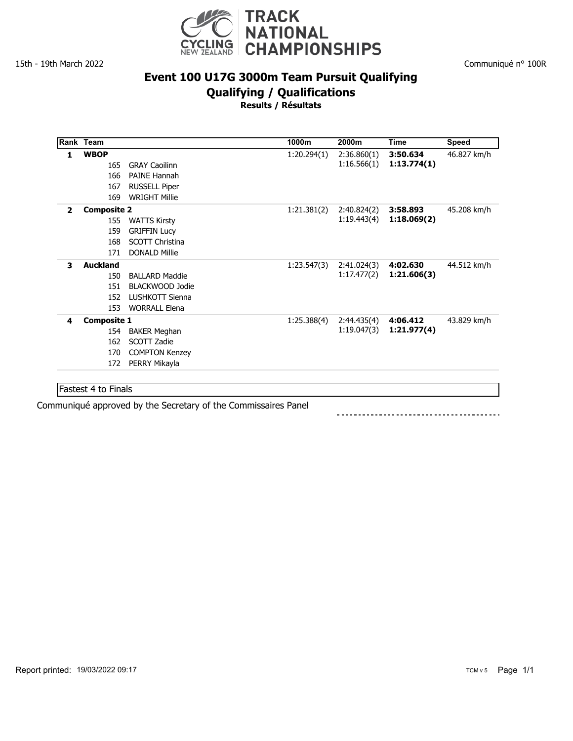TRACK NATIONAL CHAMPIONSHIPS

15th - 19th March 2022

Communiqué n° 100R

# Event 100 U17G 3000m Team Pursuit Qualifying

## Qualifying / Qualifications

### Results / Résultats

| Rank | Team | | 1000m | 2000m | Time | Speed |
|---|---|---|---|---|---|---|
| **1** | **WBOP** | | 1:20.294(1) | 2:36.860(1) | **3:50.634** | 46.827 km/h |
| | 165 | GRAY Caoilinn | | 1:16.566(1) | **1:13.774(1)** | |
| | 166 | PAINE Hannah | | | | |
| | 167 | RUSSELL Piper | | | | |
| | 169 | WRIGHT Millie | | | | |
| **2** | **Composite 2** | | 1:21.381(2) | 2:40.824(2) | **3:58.893** | 45.208 km/h |
| | 155 | WATTS Kirsty | | 1:19.443(4) | **1:18.069(2)** | |
| | 159 | GRIFFIN Lucy | | | | |
| | 168 | SCOTT Christina | | | | |
| | 171 | DONALD Millie | | | | |
| **3** | **Auckland** | | 1:23.547(3) | 2:41.024(3) | **4:02.630** | 44.512 km/h |
| | 150 | BALLARD Maddie | | 1:17.477(2) | **1:21.606(3)** | |
| | 151 | BLACKWOOD Jodie | | | | |
| | 152 | LUSHKOTT Sienna | | | | |
| | 153 | WORRALL Elena | | | | |
| **4** | **Composite 1** | | 1:25.388(4) | 2:44.435(4) | **4:06.412** | 43.829 km/h |
| | 154 | BAKER Meghan | | 1:19.047(3) | **1:21.977(4)** | |
| | 162 | SCOTT Zadie | | | | |
| | 170 | COMPTON Kenzey | | | | |
| | 172 | PERRY Mikayla | | | | |

Fastest 4 to Finals

Communiqué approved by the Secretary of the Commissaires Panel

Report printed: 19/03/2022 09:17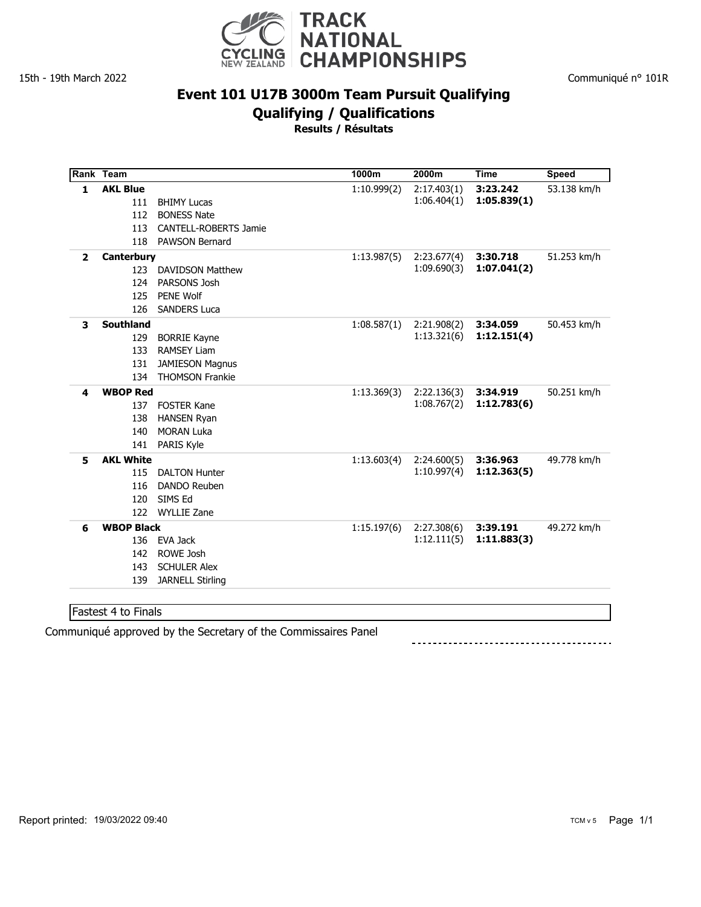15th - 19th March 2022

Communiqué n° 101R

# Event 101 U17B 3000m Team Pursuit Qualifying

## Qualifying / Qualifications

### Results / Résultats

| Rank | Team | | 1000m | 2000m | Time | Speed |
|---|---|---|---|---|---|---|
| 1 | **AKL Blue** | | 1:10.999(2) | 2:17.403(1) | **3:23.242** | 53.138 km/h |
| | | | | 1:06.404(1) | **1:05.839(1)** | |
| | 111 | BHIMY Lucas | | | | |
| | 112 | BONESS Nate | | | | |
| | 113 | CANTELL-ROBERTS Jamie | | | | |
| | 118 | PAWSON Bernard | | | | |
| 2 | **Canterbury** | | 1:13.987(5) | 2:23.677(4) | **3:30.718** | 51.253 km/h |
| | | | | 1:09.690(3) | **1:07.041(2)** | |
| | 123 | DAVIDSON Matthew | | | | |
| | 124 | PARSONS Josh | | | | |
| | 125 | PENE Wolf | | | | |
| | 126 | SANDERS Luca | | | | |
| 3 | **Southland** | | 1:08.587(1) | 2:21.908(2) | **3:34.059** | 50.453 km/h |
| | | | | 1:13.321(6) | **1:12.151(4)** | |
| | 129 | BORRIE Kayne | | | | |
| | 133 | RAMSEY Liam | | | | |
| | 131 | JAMIESON Magnus | | | | |
| | 134 | THOMSON Frankie | | | | |
| 4 | **WBOP Red** | | 1:13.369(3) | 2:22.136(3) | **3:34.919** | 50.251 km/h |
| | | | | 1:08.767(2) | **1:12.783(6)** | |
| | 137 | FOSTER Kane | | | | |
| | 138 | HANSEN Ryan | | | | |
| | 140 | MORAN Luka | | | | |
| | 141 | PARIS Kyle | | | | |
| 5 | **AKL White** | | 1:13.603(4) | 2:24.600(5) | **3:36.963** | 49.778 km/h |
| | | | | 1:10.997(4) | **1:12.363(5)** | |
| | 115 | DALTON Hunter | | | | |
| | 116 | DANDO Reuben | | | | |
| | 120 | SIMS Ed | | | | |
| | 122 | WYLLIE Zane | | | | |
| 6 | **WBOP Black** | | 1:15.197(6) | 2:27.308(6) | **3:39.191** | 49.272 km/h |
| | | | | 1:12.111(5) | **1:11.883(3)** | |
| | 136 | EVA Jack | | | | |
| | 142 | ROWE Josh | | | | |
| | 143 | SCHULER Alex | | | | |
| | 139 | JARNELL Stirling | | | | |

Fastest 4 to Finals

Communiqué approved by the Secretary of the Commissaires Panel

Report printed: 19/03/2022 09:40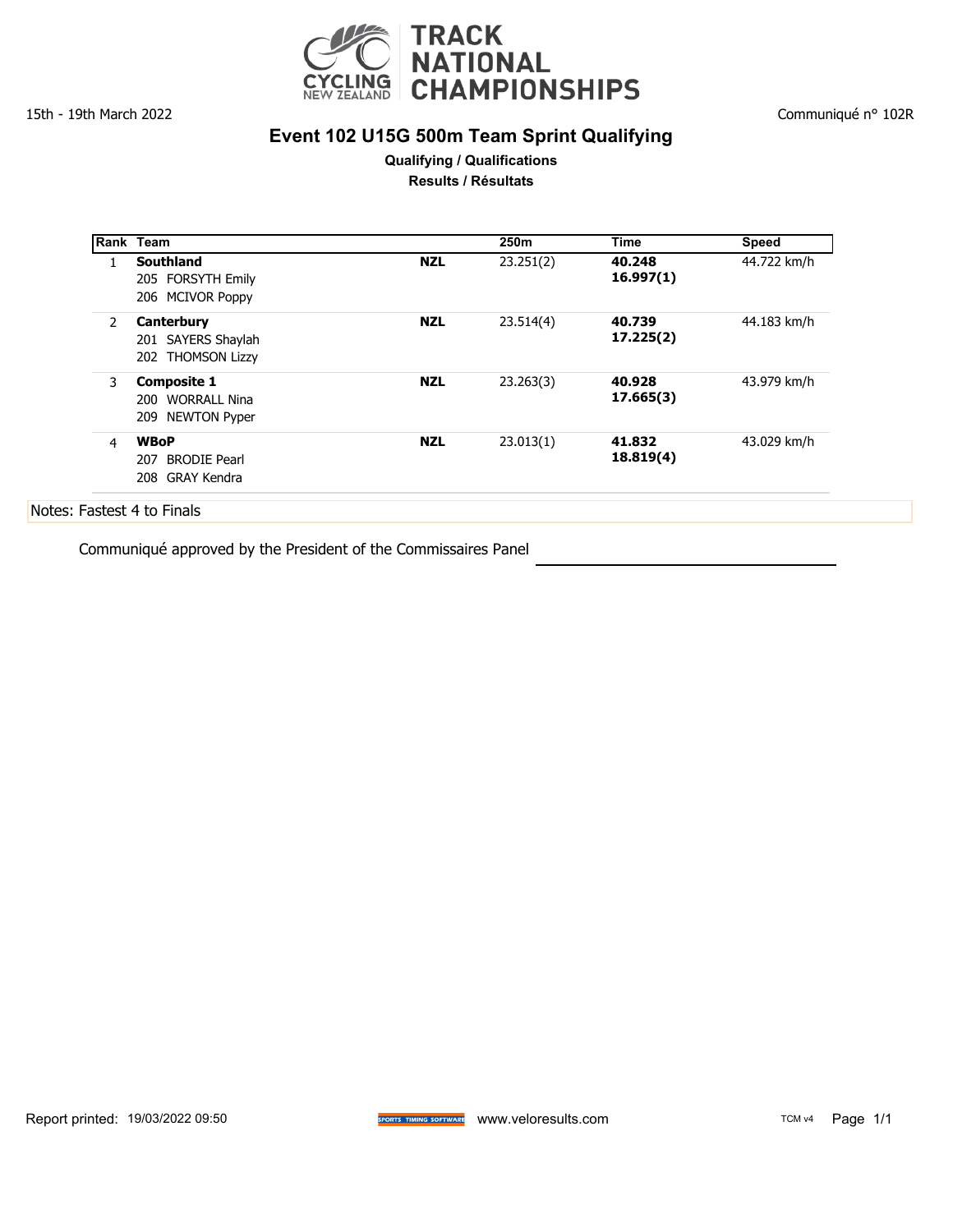# TRACK NATIONAL CHAMPIONSHIPS

15th - 19th March 2022

Communiqué n° 102R

## Event 102 U15G 500m Team Sprint Qualifying

**Qualifying / Qualifications**

**Results / Résultats**

| Rank | Team | | 250m | Time | Speed |
|---|---|---|---|---|---|
| 1 | **Southland**<br>205 FORSYTH Emily<br>206 MCIVOR Poppy | **NZL** | 23.251(2) | **40.248**<br>**16.997(1)** | 44.722 km/h |
| 2 | **Canterbury**<br>201 SAYERS Shaylah<br>202 THOMSON Lizzy | **NZL** | 23.514(4) | **40.739**<br>**17.225(2)** | 44.183 km/h |
| 3 | **Composite 1**<br>200 WORRALL Nina<br>209 NEWTON Pyper | **NZL** | 23.263(3) | **40.928**<br>**17.665(3)** | 43.979 km/h |
| 4 | **WBoP**<br>207 BRODIE Pearl<br>208 GRAY Kendra | **NZL** | 23.013(1) | **41.832**<br>**18.819(4)** | 43.029 km/h |

Notes: Fastest 4 to Finals

Communiqué approved by the President of the Commissaires Panel

Report printed: 19/03/2022 09:50 www.veloresults.com TCM v4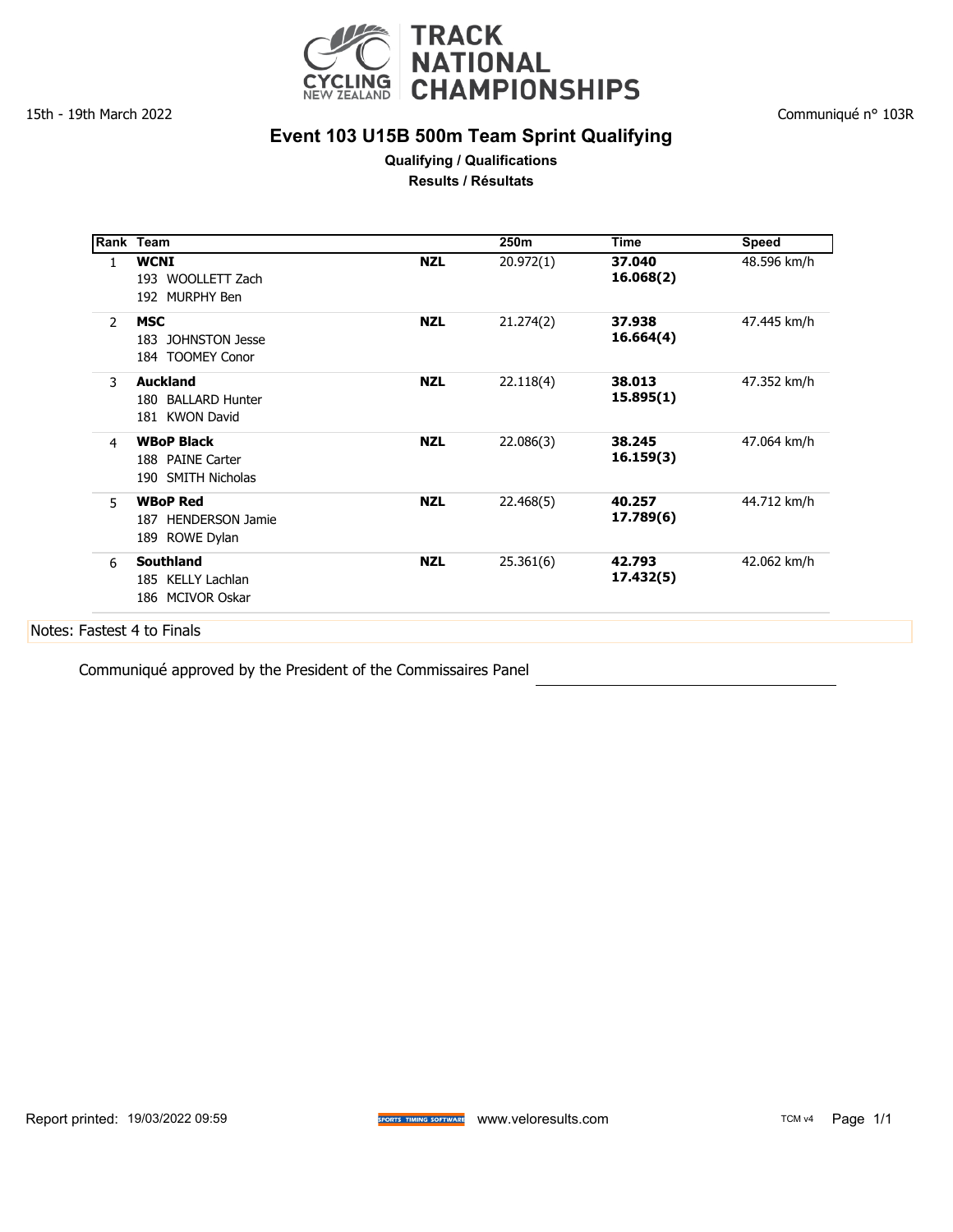# TRACK NATIONAL CHAMPIONSHIPS

15th - 19th March 2022

Communiqué n° 103R

## Event 103 U15B 500m Team Sprint Qualifying

**Qualifying / Qualifications**

**Results / Résultats**

| Rank | Team | | 250m | Time | Speed |
|---|---|---|---|---|---|
| 1 | **WCNI**<br>193 WOOLLETT Zach<br>192 MURPHY Ben | **NZL** | 20.972(1) | **37.040**<br>**16.068(2)** | 48.596 km/h |
| 2 | **MSC**<br>183 JOHNSTON Jesse<br>184 TOOMEY Conor | **NZL** | 21.274(2) | **37.938**<br>**16.664(4)** | 47.445 km/h |
| 3 | **Auckland**<br>180 BALLARD Hunter<br>181 KWON David | **NZL** | 22.118(4) | **38.013**<br>**15.895(1)** | 47.352 km/h |
| 4 | **WBoP Black**<br>188 PAINE Carter<br>190 SMITH Nicholas | **NZL** | 22.086(3) | **38.245**<br>**16.159(3)** | 47.064 km/h |
| 5 | **WBoP Red**<br>187 HENDERSON Jamie<br>189 ROWE Dylan | **NZL** | 22.468(5) | **40.257**<br>**17.789(6)** | 44.712 km/h |
| 6 | **Southland**<br>185 KELLY Lachlan<br>186 MCIVOR Oskar | **NZL** | 25.361(6) | **42.793**<br>**17.432(5)** | 42.062 km/h |

Notes: Fastest 4 to Finals

Communiqué approved by the President of the Commissaires Panel \_\_\_\_\_\_\_\_\_\_\_\_\_\_\_\_\_\_\_\_

Report printed: 19/03/2022 09:59 www.veloresults.com TCM v4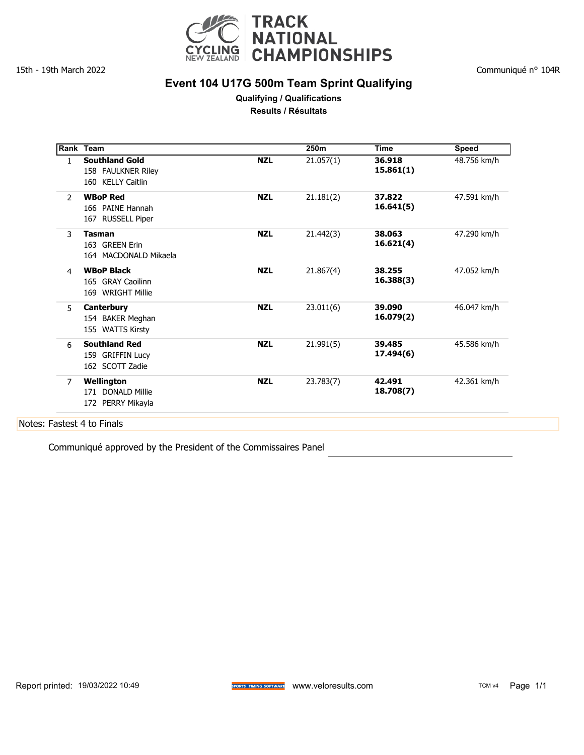# TRACK NATIONAL CHAMPIONSHIPS

15th - 19th March 2022

Communiqué n° 104R

## Event 104 U17G 500m Team Sprint Qualifying

**Qualifying / Qualifications**

**Results / Résultats**

| Rank | Team | | 250m | Time | Speed |
|---|---|---|---|---|---|
| 1 | **Southland Gold**<br>158 FAULKNER Riley<br>160 KELLY Caitlin | **NZL** | 21.057(1) | **36.918**<br>**15.861(1)** | 48.756 km/h |
| 2 | **WBoP Red**<br>166 PAINE Hannah<br>167 RUSSELL Piper | **NZL** | 21.181(2) | **37.822**<br>**16.641(5)** | 47.591 km/h |
| 3 | **Tasman**<br>163 GREEN Erin<br>164 MACDONALD Mikaela | **NZL** | 21.442(3) | **38.063**<br>**16.621(4)** | 47.290 km/h |
| 4 | **WBoP Black**<br>165 GRAY Caoilinn<br>169 WRIGHT Millie | **NZL** | 21.867(4) | **38.255**<br>**16.388(3)** | 47.052 km/h |
| 5 | **Canterbury**<br>154 BAKER Meghan<br>155 WATTS Kirsty | **NZL** | 23.011(6) | **39.090**<br>**16.079(2)** | 46.047 km/h |
| 6 | **Southland Red**<br>159 GRIFFIN Lucy<br>162 SCOTT Zadie | **NZL** | 21.991(5) | **39.485**<br>**17.494(6)** | 45.586 km/h |
| 7 | **Wellington**<br>171 DONALD Millie<br>172 PERRY Mikayla | **NZL** | 23.783(7) | **42.491**<br>**18.708(7)** | 42.361 km/h |

Notes: Fastest 4 to Finals

Communiqué approved by the President of the Commissaires Panel \_\_\_\_\_\_\_\_\_\_\_\_\_\_\_\_\_\_\_\_

Report printed: 19/03/2022 10:49 www.veloresults.com TCM v4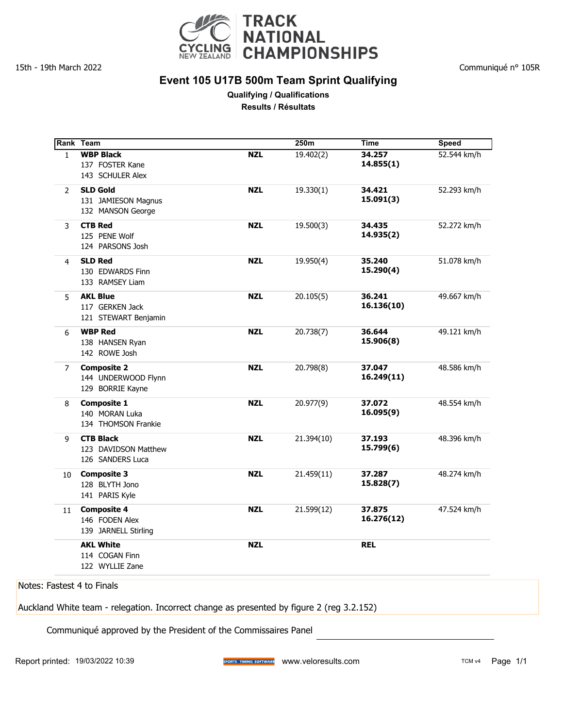# TRACK NATIONAL CHAMPIONSHIPS

15th - 19th March 2022

Communiqué n° 105R

## Event 105 U17B 500m Team Sprint Qualifying

**Qualifying / Qualifications**

**Results / Résultats**

| Rank | Team | | 250m | Time | Speed |
|---|---|---|---|---|---|
| 1 | **WBP Black**<br>137 FOSTER Kane<br>143 SCHULER Alex | **NZL** | 19.402(2) | **34.257**<br>**14.855(1)** | 52.544 km/h |
| 2 | **SLD Gold**<br>131 JAMIESON Magnus<br>132 MANSON George | **NZL** | 19.330(1) | **34.421**<br>**15.091(3)** | 52.293 km/h |
| 3 | **CTB Red**<br>125 PENE Wolf<br>124 PARSONS Josh | **NZL** | 19.500(3) | **34.435**<br>**14.935(2)** | 52.272 km/h |
| 4 | **SLD Red**<br>130 EDWARDS Finn<br>133 RAMSEY Liam | **NZL** | 19.950(4) | **35.240**<br>**15.290(4)** | 51.078 km/h |
| 5 | **AKL Blue**<br>117 GERKEN Jack<br>121 STEWART Benjamin | **NZL** | 20.105(5) | **36.241**<br>**16.136(10)** | 49.667 km/h |
| 6 | **WBP Red**<br>138 HANSEN Ryan<br>142 ROWE Josh | **NZL** | 20.738(7) | **36.644**<br>**15.906(8)** | 49.121 km/h |
| 7 | **Composite 2**<br>144 UNDERWOOD Flynn<br>129 BORRIE Kayne | **NZL** | 20.798(8) | **37.047**<br>**16.249(11)** | 48.586 km/h |
| 8 | **Composite 1**<br>140 MORAN Luka<br>134 THOMSON Frankie | **NZL** | 20.977(9) | **37.072**<br>**16.095(9)** | 48.554 km/h |
| 9 | **CTB Black**<br>123 DAVIDSON Matthew<br>126 SANDERS Luca | **NZL** | 21.394(10) | **37.193**<br>**15.799(6)** | 48.396 km/h |
| 10 | **Composite 3**<br>128 BLYTH Jono<br>141 PARIS Kyle | **NZL** | 21.459(11) | **37.287**<br>**15.828(7)** | 48.274 km/h |
| 11 | **Composite 4**<br>146 FODEN Alex<br>139 JARNELL Stirling | **NZL** | 21.599(12) | **37.875**<br>**16.276(12)** | 47.524 km/h |
| | **AKL White**<br>114 COGAN Finn<br>122 WYLLIE Zane | **NZL** | | **REL** | |

Notes: Fastest 4 to Finals

Auckland White team - relegation. Incorrect change as presented by figure 2 (reg 3.2.152)

Communiqué approved by the President of the Commissaires Panel

Report printed: 19/03/2022 10:39

www.veloresults.com